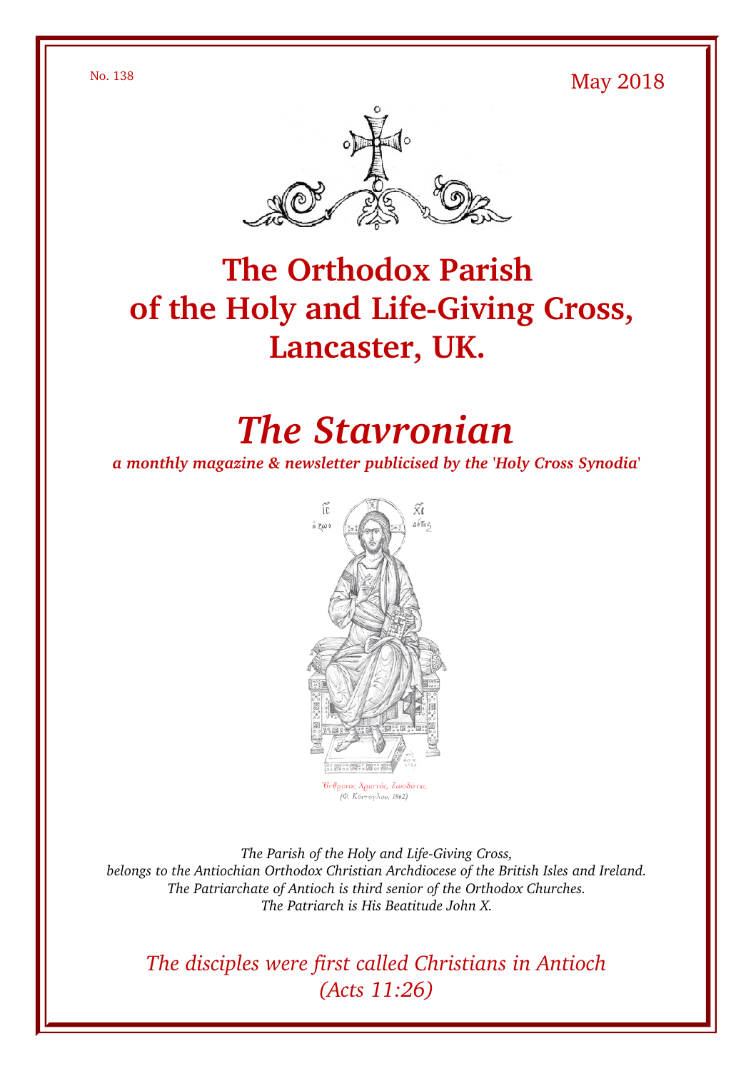No. 138

May 2018

# The Orthodox Parish of the Holy and Life-Giving Cross, Lancaster, UK.

# *The Stavronian*

***a monthly magazine & newsletter publicised by the 'Holy Cross Synodia'***

Ἔνθρονος Χριστός, Ζωοδότης.
(Φ. Κόντογλου, 1962)

*The Parish of the Holy and Life-Giving Cross,*
*belongs to the Antiochian Orthodox Christian Archdiocese of the British Isles and Ireland.*
*The Patriarchate of Antioch is third senior of the Orthodox Churches.*
*The Patriarch is His Beatitude John X.*

*The disciples were first called Christians in Antioch*
*(Acts 11:26)*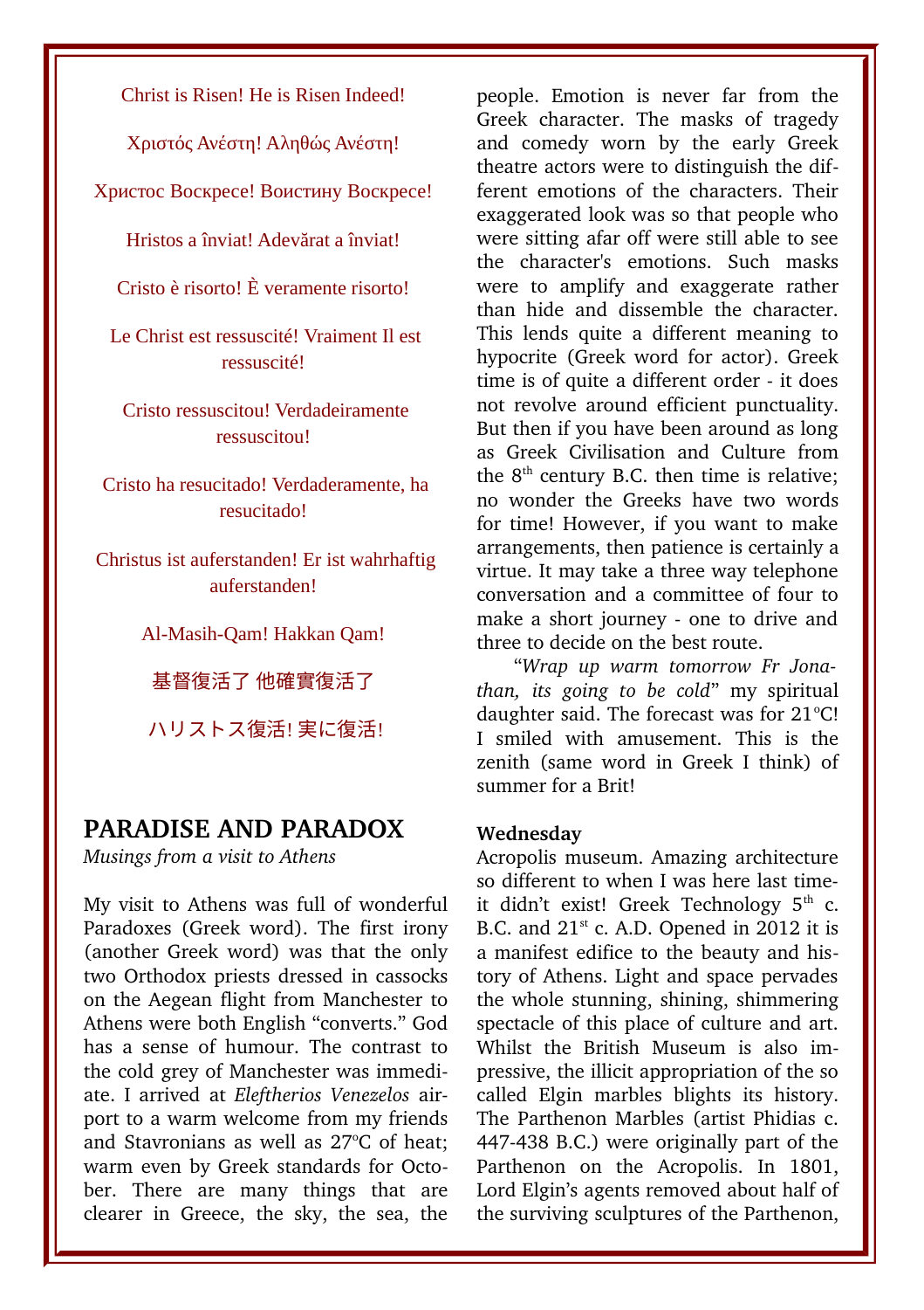Christ is Risen! He is Risen Indeed!

Χριστός Ανέστη! Αληθώς Ανέστη!

Христос Воскресе! Воистину Воскресе!

Hristos a înviat! Adevărat a înviat!

Cristo è risorto! È veramente risorto!

Le Christ est ressuscité! Vraiment Il est ressuscité!

Cristo ressuscitou! Verdadeiramente ressuscitou!

Cristo ha resucitado! Verdaderamente, ha resucitado!

Christus ist auferstanden! Er ist wahrhaftig auferstanden!

Al-Masih-Qam! Hakkan Qam!

基督復活了 他確實復活了

ハリストス復活! 実に復活!

## PARADISE AND PARADOX

*Musings from a visit to Athens*

My visit to Athens was full of wonderful Paradoxes (Greek word). The first irony (another Greek word) was that the only two Orthodox priests dressed in cassocks on the Aegean flight from Manchester to Athens were both English "converts." God has a sense of humour. The contrast to the cold grey of Manchester was immediate. I arrived at *Eleftherios Venezelos* airport to a warm welcome from my friends and Stavronians as well as 27°C of heat; warm even by Greek standards for October. There are many things that are clearer in Greece, the sky, the sea, the people. Emotion is never far from the Greek character. The masks of tragedy and comedy worn by the early Greek theatre actors were to distinguish the different emotions of the characters. Their exaggerated look was so that people who were sitting afar off were still able to see the character's emotions. Such masks were to amplify and exaggerate rather than hide and dissemble the character. This lends quite a different meaning to hypocrite (Greek word for actor). Greek time is of quite a different order - it does not revolve around efficient punctuality. But then if you have been around as long as Greek Civilisation and Culture from the 8th century B.C. then time is relative; no wonder the Greeks have two words for time! However, if you want to make arrangements, then patience is certainly a virtue. It may take a three way telephone conversation and a committee of four to make a short journey - one to drive and three to decide on the best route.

"*Wrap up warm tomorrow Fr Jonathan, its going to be cold*" my spiritual daughter said. The forecast was for 21°C! I smiled with amusement. This is the zenith (same word in Greek I think) of summer for a Brit!

**Wednesday**

Acropolis museum. Amazing architecture so different to when I was here last time- it didn't exist! Greek Technology 5th c. B.C. and 21st c. A.D. Opened in 2012 it is a manifest edifice to the beauty and history of Athens. Light and space pervades the whole stunning, shining, shimmering spectacle of this place of culture and art. Whilst the British Museum is also impressive, the illicit appropriation of the so called Elgin marbles blights its history. The Parthenon Marbles (artist Phidias c. 447-438 B.C.) were originally part of the Parthenon on the Acropolis. In 1801, Lord Elgin's agents removed about half of the surviving sculptures of the Parthenon,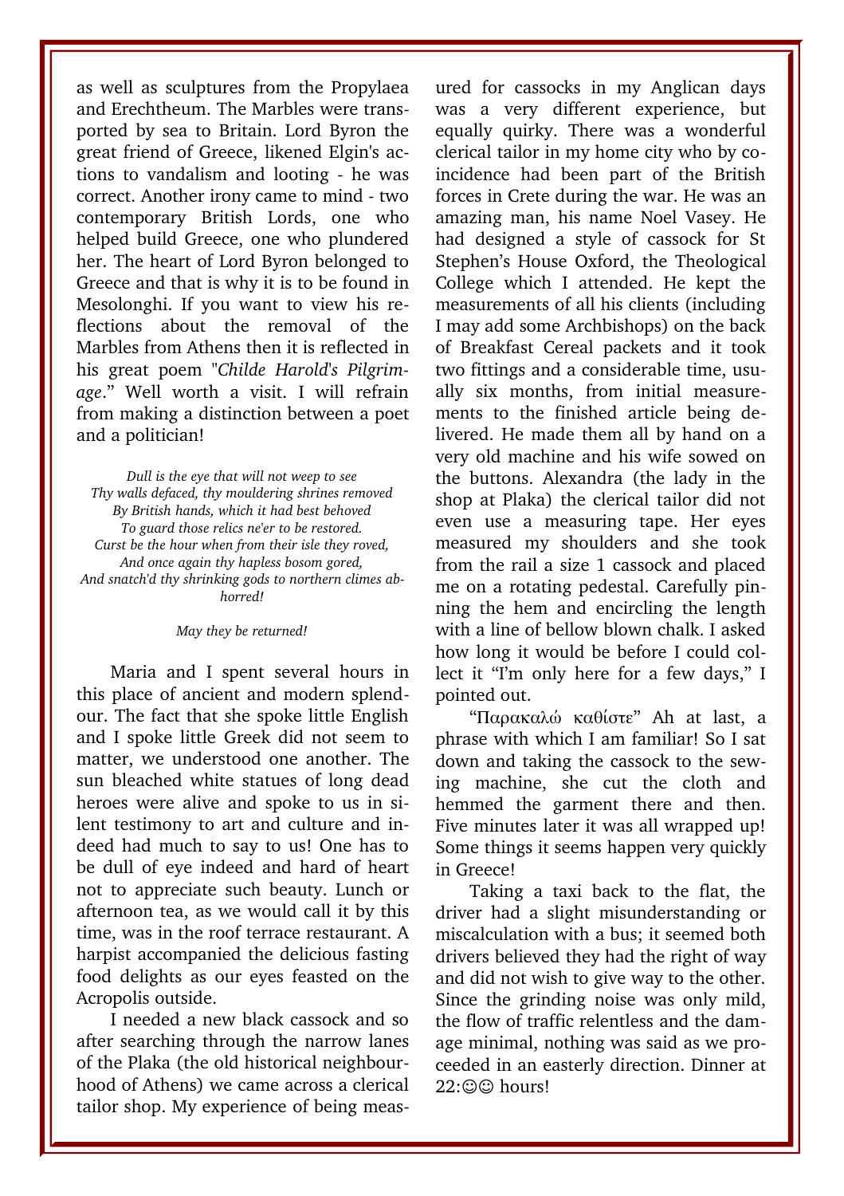as well as sculptures from the Propylaea and Erechtheum. The Marbles were transported by sea to Britain. Lord Byron the great friend of Greece, likened Elgin's actions to vandalism and looting - he was correct. Another irony came to mind - two contemporary British Lords, one who helped build Greece, one who plundered her. The heart of Lord Byron belonged to Greece and that is why it is to be found in Mesolonghi. If you want to view his reflections about the removal of the Marbles from Athens then it is reflected in his great poem "*Childe Harold's Pilgrimage*." Well worth a visit. I will refrain from making a distinction between a poet and a politician!

*Dull is the eye that will not weep to see*
*Thy walls defaced, thy mouldering shrines removed*
*By British hands, which it had best behoved*
*To guard those relics ne'er to be restored.*
*Curst be the hour when from their isle they roved,*
*And once again thy hapless bosom gored,*
*And snatch'd thy shrinking gods to northern climes abhorred!*

*May they be returned!*

Maria and I spent several hours in this place of ancient and modern splendour. The fact that she spoke little English and I spoke little Greek did not seem to matter, we understood one another. The sun bleached white statues of long dead heroes were alive and spoke to us in silent testimony to art and culture and indeed had much to say to us! One has to be dull of eye indeed and hard of heart not to appreciate such beauty. Lunch or afternoon tea, as we would call it by this time, was in the roof terrace restaurant. A harpist accompanied the delicious fasting food delights as our eyes feasted on the Acropolis outside.

I needed a new black cassock and so after searching through the narrow lanes of the Plaka (the old historical neighbourhood of Athens) we came across a clerical tailor shop. My experience of being measured for cassocks in my Anglican days was a very different experience, but equally quirky. There was a wonderful clerical tailor in my home city who by coincidence had been part of the British forces in Crete during the war. He was an amazing man, his name Noel Vasey. He had designed a style of cassock for St Stephen's House Oxford, the Theological College which I attended. He kept the measurements of all his clients (including I may add some Archbishops) on the back of Breakfast Cereal packets and it took two fittings and a considerable time, usually six months, from initial measurements to the finished article being delivered. He made them all by hand on a very old machine and his wife sowed on the buttons. Alexandra (the lady in the shop at Plaka) the clerical tailor did not even use a measuring tape. Her eyes measured my shoulders and she took from the rail a size 1 cassock and placed me on a rotating pedestal. Carefully pinning the hem and encircling the length with a line of bellow blown chalk. I asked how long it would be before I could collect it "I'm only here for a few days," I pointed out.

"Παρακαλώ καθίστε" Ah at last, a phrase with which I am familiar! So I sat down and taking the cassock to the sewing machine, she cut the cloth and hemmed the garment there and then. Five minutes later it was all wrapped up! Some things it seems happen very quickly in Greece!

Taking a taxi back to the flat, the driver had a slight misunderstanding or miscalculation with a bus; it seemed both drivers believed they had the right of way and did not wish to give way to the other. Since the grinding noise was only mild, the flow of traffic relentless and the damage minimal, nothing was said as we proceeded in an easterly direction. Dinner at 22:☺☺ hours!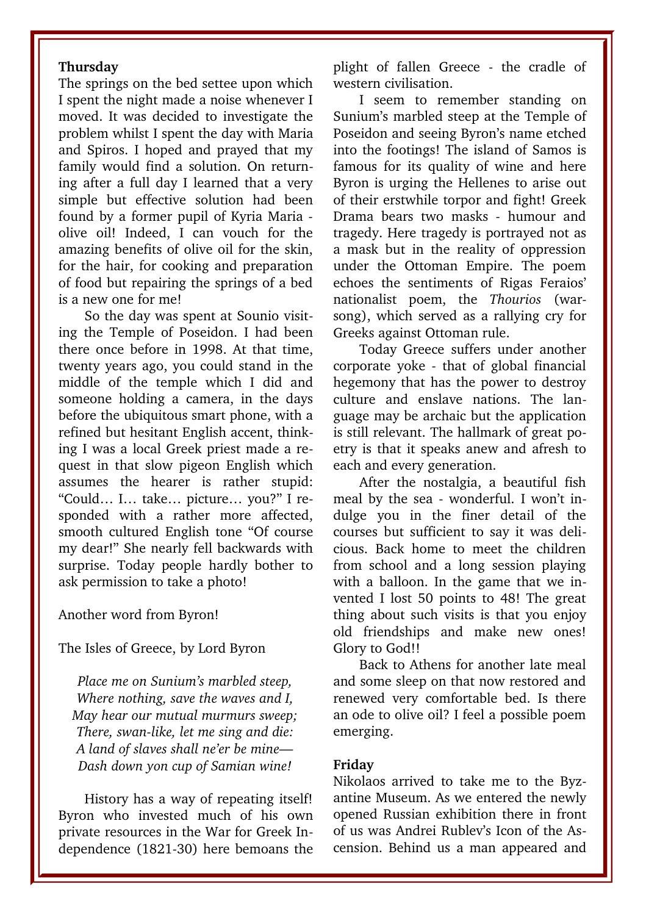**Thursday**

The springs on the bed settee upon which I spent the night made a noise whenever I moved. It was decided to investigate the problem whilst I spent the day with Maria and Spiros. I hoped and prayed that my family would find a solution. On returning after a full day I learned that a very simple but effective solution had been found by a former pupil of Kyria Maria - olive oil! Indeed, I can vouch for the amazing benefits of olive oil for the skin, for the hair, for cooking and preparation of food but repairing the springs of a bed is a new one for me!

So the day was spent at Sounio visiting the Temple of Poseidon. I had been there once before in 1998. At that time, twenty years ago, you could stand in the middle of the temple which I did and someone holding a camera, in the days before the ubiquitous smart phone, with a refined but hesitant English accent, thinking I was a local Greek priest made a request in that slow pigeon English which assumes the hearer is rather stupid: "Could… I… take… picture… you?" I responded with a rather more affected, smooth cultured English tone "Of course my dear!" She nearly fell backwards with surprise. Today people hardly bother to ask permission to take a photo!

Another word from Byron!

The Isles of Greece, by Lord Byron

*Place me on Sunium's marbled steep,*
*Where nothing, save the waves and I,*
*May hear our mutual murmurs sweep;*
*There, swan-like, let me sing and die:*
*A land of slaves shall ne'er be mine—*
*Dash down yon cup of Samian wine!*

History has a way of repeating itself! Byron who invested much of his own private resources in the War for Greek Independence (1821-30) here bemoans the plight of fallen Greece - the cradle of western civilisation.

I seem to remember standing on Sunium's marbled steep at the Temple of Poseidon and seeing Byron's name etched into the footings! The island of Samos is famous for its quality of wine and here Byron is urging the Hellenes to arise out of their erstwhile torpor and fight! Greek Drama bears two masks - humour and tragedy. Here tragedy is portrayed not as a mask but in the reality of oppression under the Ottoman Empire. The poem echoes the sentiments of Rigas Feraios' nationalist poem, the *Thourios* (war-song), which served as a rallying cry for Greeks against Ottoman rule.

Today Greece suffers under another corporate yoke - that of global financial hegemony that has the power to destroy culture and enslave nations. The language may be archaic but the application is still relevant. The hallmark of great poetry is that it speaks anew and afresh to each and every generation.

After the nostalgia, a beautiful fish meal by the sea - wonderful. I won't indulge you in the finer detail of the courses but sufficient to say it was delicious. Back home to meet the children from school and a long session playing with a balloon. In the game that we invented I lost 50 points to 48! The great thing about such visits is that you enjoy old friendships and make new ones! Glory to God!!

Back to Athens for another late meal and some sleep on that now restored and renewed very comfortable bed. Is there an ode to olive oil? I feel a possible poem emerging.

**Friday**

Nikolaos arrived to take me to the Byzantine Museum. As we entered the newly opened Russian exhibition there in front of us was Andrei Rublev's Icon of the Ascension. Behind us a man appeared and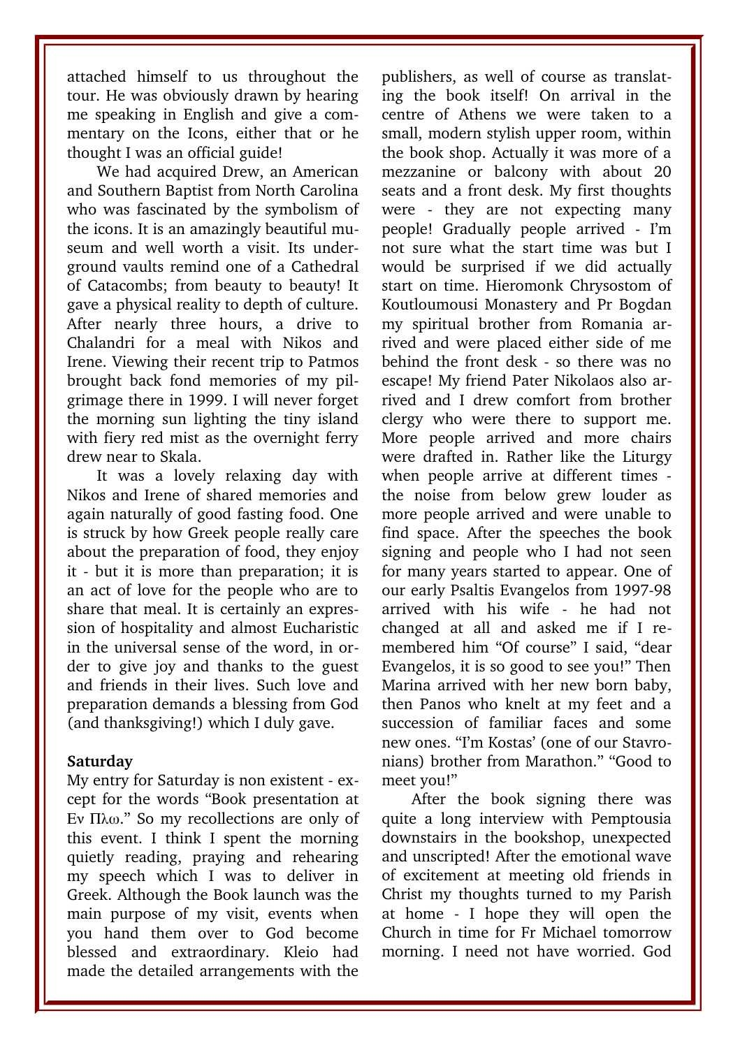attached himself to us throughout the tour. He was obviously drawn by hearing me speaking in English and give a commentary on the Icons, either that or he thought I was an official guide!

We had acquired Drew, an American and Southern Baptist from North Carolina who was fascinated by the symbolism of the icons. It is an amazingly beautiful museum and well worth a visit. Its underground vaults remind one of a Cathedral of Catacombs; from beauty to beauty! It gave a physical reality to depth of culture. After nearly three hours, a drive to Chalandri for a meal with Nikos and Irene. Viewing their recent trip to Patmos brought back fond memories of my pilgrimage there in 1999. I will never forget the morning sun lighting the tiny island with fiery red mist as the overnight ferry drew near to Skala.

It was a lovely relaxing day with Nikos and Irene of shared memories and again naturally of good fasting food. One is struck by how Greek people really care about the preparation of food, they enjoy it - but it is more than preparation; it is an act of love for the people who are to share that meal. It is certainly an expression of hospitality and almost Eucharistic in the universal sense of the word, in order to give joy and thanks to the guest and friends in their lives. Such love and preparation demands a blessing from God (and thanksgiving!) which I duly gave.

**Saturday**

My entry for Saturday is non existent - except for the words "Book presentation at Εν Πλω." So my recollections are only of this event. I think I spent the morning quietly reading, praying and rehearing my speech which I was to deliver in Greek. Although the Book launch was the main purpose of my visit, events when you hand them over to God become blessed and extraordinary. Kleio had made the detailed arrangements with the publishers, as well of course as translating the book itself! On arrival in the centre of Athens we were taken to a small, modern stylish upper room, within the book shop. Actually it was more of a mezzanine or balcony with about 20 seats and a front desk. My first thoughts were - they are not expecting many people! Gradually people arrived - I'm not sure what the start time was but I would be surprised if we did actually start on time. Hieromonk Chrysostom of Koutloumousi Monastery and Pr Bogdan my spiritual brother from Romania arrived and were placed either side of me behind the front desk - so there was no escape! My friend Pater Nikolaos also arrived and I drew comfort from brother clergy who were there to support me. More people arrived and more chairs were drafted in. Rather like the Liturgy when people arrive at different times - the noise from below grew louder as more people arrived and were unable to find space. After the speeches the book signing and people who I had not seen for many years started to appear. One of our early Psaltis Evangelos from 1997-98 arrived with his wife - he had not changed at all and asked me if I remembered him "Of course" I said, "dear Evangelos, it is so good to see you!" Then Marina arrived with her new born baby, then Panos who knelt at my feet and a succession of familiar faces and some new ones. "I'm Kostas' (one of our Stavronians) brother from Marathon." "Good to meet you!"

After the book signing there was quite a long interview with Pemptousia downstairs in the bookshop, unexpected and unscripted! After the emotional wave of excitement at meeting old friends in Christ my thoughts turned to my Parish at home - I hope they will open the Church in time for Fr Michael tomorrow morning. I need not have worried. God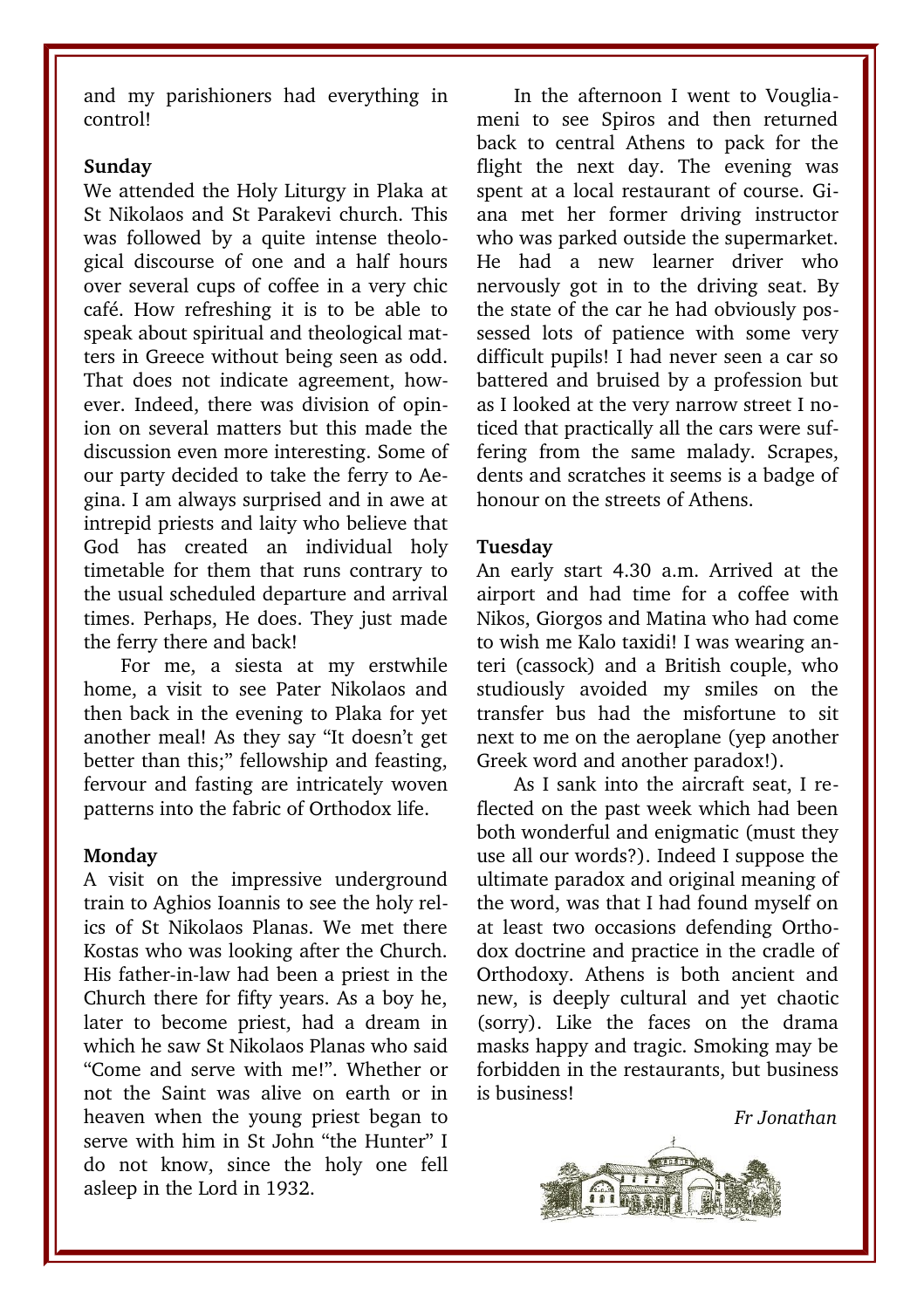and my parishioners had everything in control!

**Sunday**

We attended the Holy Liturgy in Plaka at St Nikolaos and St Parakevi church. This was followed by a quite intense theological discourse of one and a half hours over several cups of coffee in a very chic café. How refreshing it is to be able to speak about spiritual and theological matters in Greece without being seen as odd. That does not indicate agreement, however. Indeed, there was division of opinion on several matters but this made the discussion even more interesting. Some of our party decided to take the ferry to Aegina. I am always surprised and in awe at intrepid priests and laity who believe that God has created an individual holy timetable for them that runs contrary to the usual scheduled departure and arrival times. Perhaps, He does. They just made the ferry there and back!

For me, a siesta at my erstwhile home, a visit to see Pater Nikolaos and then back in the evening to Plaka for yet another meal! As they say "It doesn't get better than this;" fellowship and feasting, fervour and fasting are intricately woven patterns into the fabric of Orthodox life.

**Monday**

A visit on the impressive underground train to Aghios Ioannis to see the holy relics of St Nikolaos Planas. We met there Kostas who was looking after the Church. His father-in-law had been a priest in the Church there for fifty years. As a boy he, later to become priest, had a dream in which he saw St Nikolaos Planas who said "Come and serve with me!". Whether or not the Saint was alive on earth or in heaven when the young priest began to serve with him in St John "the Hunter" I do not know, since the holy one fell asleep in the Lord in 1932.

In the afternoon I went to Vouliameni to see Spiros and then returned back to central Athens to pack for the flight the next day. The evening was spent at a local restaurant of course. Giana met her former driving instructor who was parked outside the supermarket. He had a new learner driver who nervously got in to the driving seat. By the state of the car he had obviously possessed lots of patience with some very difficult pupils! I had never seen a car so battered and bruised by a profession but as I looked at the very narrow street I noticed that practically all the cars were suffering from the same malady. Scrapes, dents and scratches it seems is a badge of honour on the streets of Athens.

**Tuesday**

An early start 4.30 a.m. Arrived at the airport and had time for a coffee with Nikos, Giorgos and Matina who had come to wish me Kalo taxidi! I was wearing anteri (cassock) and a British couple, who studiously avoided my smiles on the transfer bus had the misfortune to sit next to me on the aeroplane (yep another Greek word and another paradox!).

As I sank into the aircraft seat, I reflected on the past week which had been both wonderful and enigmatic (must they use all our words?). Indeed I suppose the ultimate paradox and original meaning of the word, was that I had found myself on at least two occasions defending Orthodox doctrine and practice in the cradle of Orthodoxy. Athens is both ancient and new, is deeply cultural and yet chaotic (sorry). Like the faces on the drama masks happy and tragic. Smoking may be forbidden in the restaurants, but business is business!

*Fr Jonathan*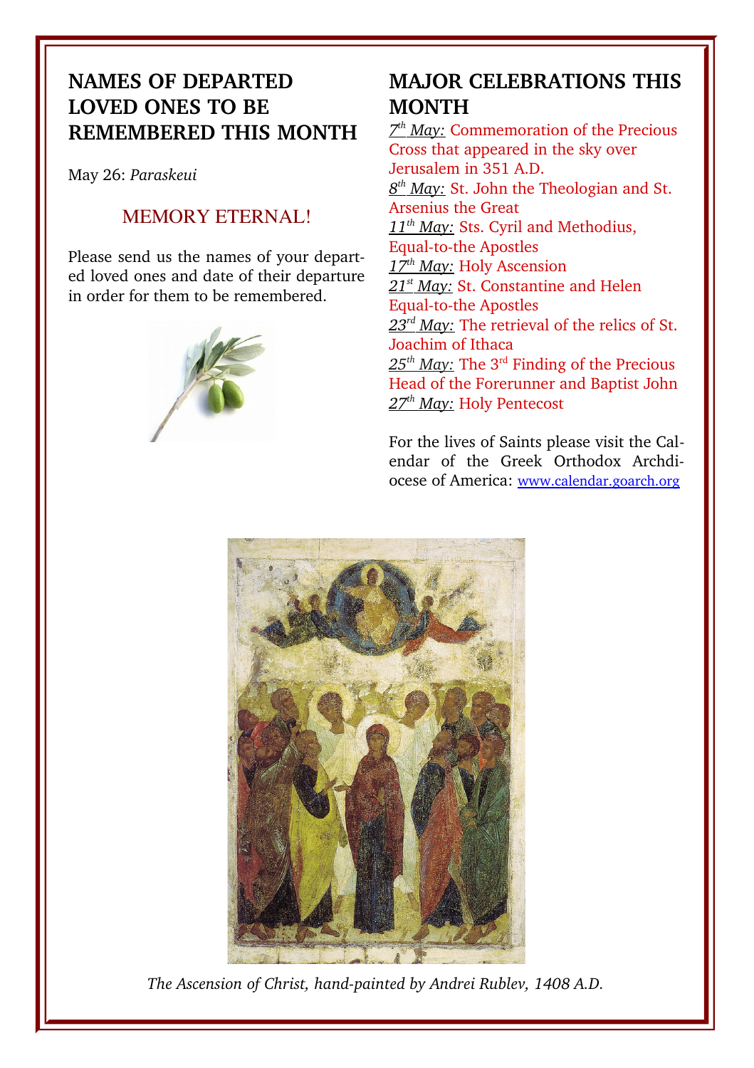## NAMES OF DEPARTED LOVED ONES TO BE REMEMBERED THIS MONTH

May 26: *Paraskeui*

MEMORY ETERNAL!

Please send us the names of your departed loved ones and date of their departure in order for them to be remembered.

## MAJOR CELEBRATIONS THIS MONTH

*7th May:* Commemoration of the Precious Cross that appeared in the sky over Jerusalem in 351 A.D.
*8th May:* St. John the Theologian and St. Arsenius the Great
*11th May:* Sts. Cyril and Methodius, Equal-to-the Apostles
*17th May:* Holy Ascension
*21st May:* St. Constantine and Helen Equal-to-the Apostles
*23rd May:* The retrieval of the relics of St. Joachim of Ithaca
*25th May:* The 3rd Finding of the Precious Head of the Forerunner and Baptist John
*27th May:* Holy Pentecost

For the lives of Saints please visit the Calendar of the Greek Orthodox Archdiocese of America: www.calendar.goarch.org

*The Ascension of Christ, hand-painted by Andrei Rublev, 1408 A.D.*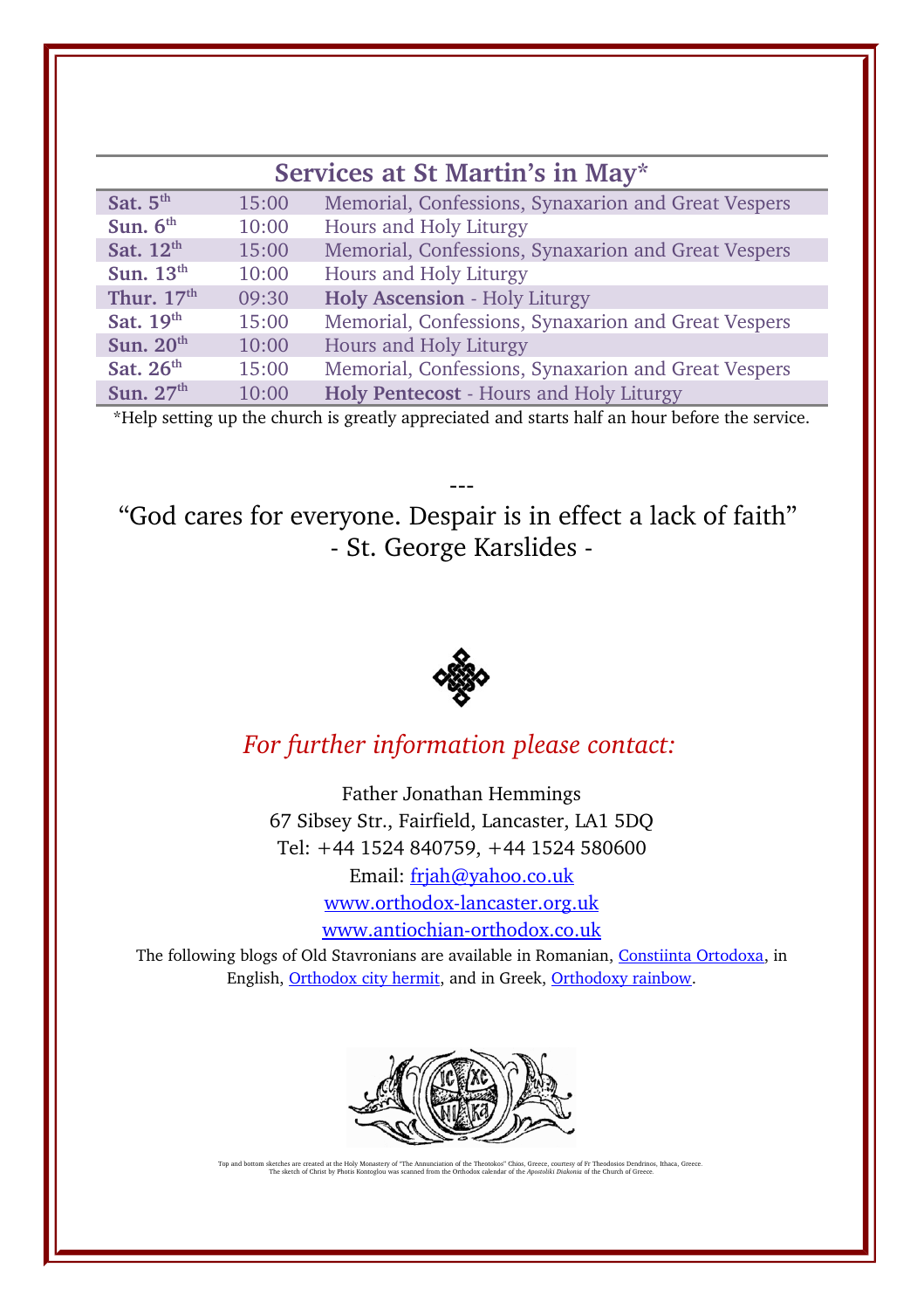## Services at St Martin's in May*

| | | |
|---|---|---|
| **Sat. 5th** | 15:00 | Memorial, Confessions, Synaxarion and Great Vespers |
| **Sun. 6th** | 10:00 | Hours and Holy Liturgy |
| **Sat. 12th** | 15:00 | Memorial, Confessions, Synaxarion and Great Vespers |
| **Sun. 13th** | 10:00 | Hours and Holy Liturgy |
| **Thur. 17th** | 09:30 | **Holy Ascension** - Holy Liturgy |
| **Sat. 19th** | 15:00 | Memorial, Confessions, Synaxarion and Great Vespers |
| **Sun. 20th** | 10:00 | Hours and Holy Liturgy |
| **Sat. 26th** | 15:00 | Memorial, Confessions, Synaxarion and Great Vespers |
| **Sun. 27th** | 10:00 | **Holy Pentecost** - Hours and Holy Liturgy |

*Help setting up the church is greatly appreciated and starts half an hour before the service.

---

"God cares for everyone. Despair is in effect a lack of faith"
- St. George Karslides -

*For further information please contact:*

Father Jonathan Hemmings
67 Sibsey Str., Fairfield, Lancaster, LA1 5DQ
Tel: +44 1524 840759, +44 1524 580600
Email: frjah@yahoo.co.uk
www.orthodox-lancaster.org.uk
www.antiochian-orthodox.co.uk

The following blogs of Old Stavronians are available in Romanian, Constiinta Ortodoxa, in English, Orthodox city hermit, and in Greek, Orthodoxy rainbow.

Top and bottom sketches are created at the Holy Monastery of "The Annunciation of the Theotokos" Chios, Greece, courtesy of Fr Theodosios Dendrinos, Ithaca, Greece.
The sketch of Christ by Photis Kontoglou was scanned from the Orthodox calendar of the *Apostoliki Diakonia* of the Church of Greece.